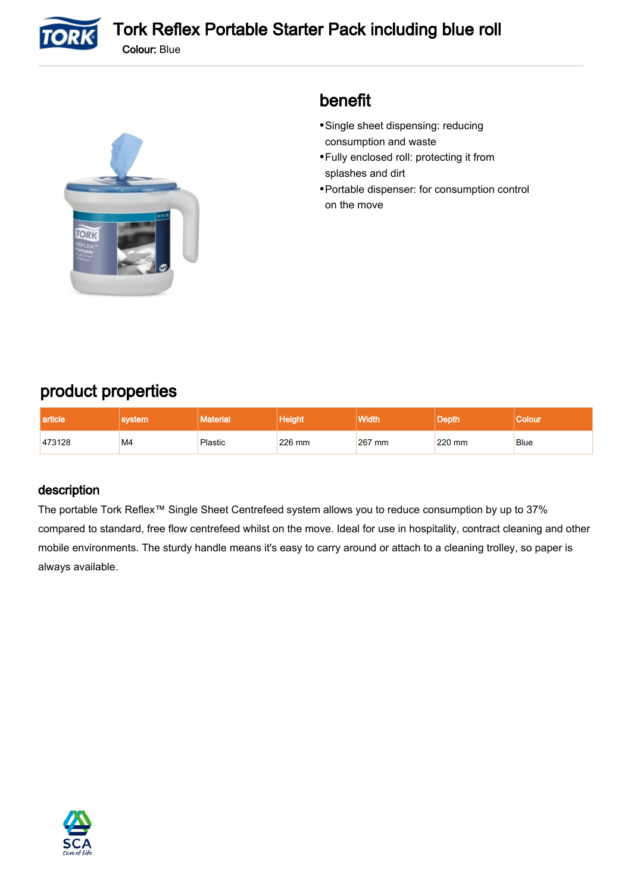# Tork Reflex Portable Starter Pack including blue roll

**Colour:** Blue

## benefit

- Single sheet dispensing: reducing consumption and waste
- Fully enclosed roll: protecting it from splashes and dirt
- Portable dispenser: for consumption control on the move

## product properties

| article | system | Material | Height | Width | Depth | Colour |
|---|---|---|---|---|---|---|
| 473128 | M4 | Plastic | 226 mm | 267 mm | 220 mm | Blue |

### description

The portable Tork Reflex™ Single Sheet Centrefeed system allows you to reduce consumption by up to 37% compared to standard, free flow centrefeed whilst on the move. Ideal for use in hospitality, contract cleaning and other mobile environments. The sturdy handle means it's easy to carry around or attach to a cleaning trolley, so paper is always available.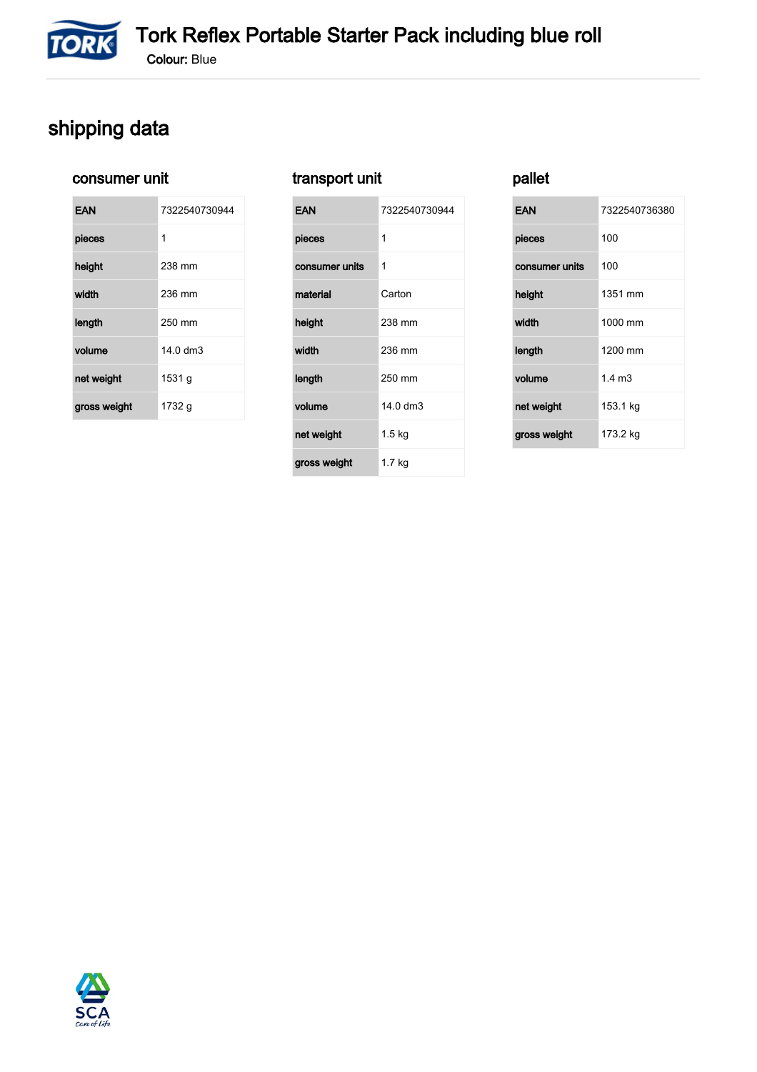# Tork Reflex Portable Starter Pack including blue roll

**Colour:** Blue

## shipping data

### consumer unit

| | |
|---|---|
| **EAN** | 7322540730944 |
| **pieces** | 1 |
| **height** | 238 mm |
| **width** | 236 mm |
| **length** | 250 mm |
| **volume** | 14.0 dm3 |
| **net weight** | 1531 g |
| **gross weight** | 1732 g |

### transport unit

| | |
|---|---|
| **EAN** | 7322540730944 |
| **pieces** | 1 |
| **consumer units** | 1 |
| **material** | Carton |
| **height** | 238 mm |
| **width** | 236 mm |
| **length** | 250 mm |
| **volume** | 14.0 dm3 |
| **net weight** | 1.5 kg |
| **gross weight** | 1.7 kg |

### pallet

| | |
|---|---|
| **EAN** | 7322540736380 |
| **pieces** | 100 |
| **consumer units** | 100 |
| **height** | 1351 mm |
| **width** | 1000 mm |
| **length** | 1200 mm |
| **volume** | 1.4 m3 |
| **net weight** | 153.1 kg |
| **gross weight** | 173.2 kg |